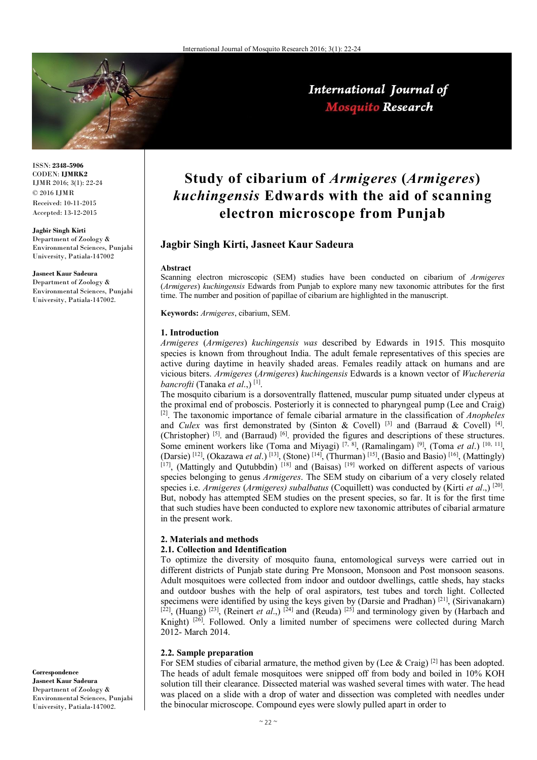ISSN: **2348-5906**
CODEN: **IJMRK2**
IJMR 2016; 3(1): 22-24
© 2016 IJMR
Received: 10-11-2015
Accepted: 13-12-2015

**Jagbir Singh Kirti**
Department of Zoology & Environmental Sciences, Punjabi University, Patiala-147002

**Jasneet Kaur Sadeura**
Department of Zoology & Environmental Sciences, Punjabi University, Patiala-147002.

**Correspondence**
**Jasneet Kaur Sadeura**
Department of Zoology & Environmental Sciences, Punjabi University, Patiala-147002.

# Study of cibarium of *Armigeres* (*Armigeres*) *kuchingensis* Edwards with the aid of scanning electron microscope from Punjab

## Jagbir Singh Kirti, Jasneet Kaur Sadeura

### Abstract

Scanning electron microscopic (SEM) studies have been conducted on cibarium of *Armigeres* (*Armigeres*) *kuchingensis* Edwards from Punjab to explore many new taxonomic attributes for the first time. The number and position of papillae of cibarium are highlighted in the manuscript.

**Keywords:** *Armigeres*, cibarium, SEM.

### 1. Introduction

*Armigeres* (*Armigeres*) *kuchingensis was* described by Edwards in 1915. This mosquito species is known from throughout India. The adult female representatives of this species are active during daytime in heavily shaded areas. Females readily attack on humans and are vicious biters. *Armigeres* (*Armigeres*) *kuchingensis* Edwards is a known vector of *Wuchereria bancrofti* (Tanaka *et al*.,) [1].

The mosquito cibarium is a dorsoventrally flattened, muscular pump situated under clypeus at the proximal end of proboscis. Posteriorly it is connected to pharyngeal pump (Lee and Craig) [2]. The taxonomic importance of female cibarial armature in the classification of *Anopheles* and *Culex* was first demonstrated by (Sinton & Covell) [3] and (Barraud & Covell) [4]. (Christopher) [5]. and (Barraud) [6]. provided the figures and descriptions of these structures. Some eminent workers like (Toma and Miyagi) [7, 8], (Ramalingam) [9], (Toma *et al*.) [10, 11], (Darsie) [12], (Okazawa *et al*.) [13], (Stone) [14], (Thurman) [15], (Basio and Basio) [16], (Mattingly) [17], (Mattingly and Qutubbdin) [18] and (Baisas) [19] worked on different aspects of various species belonging to genus *Armigeres*. The SEM study on cibarium of a very closely related species i.e. *Armigeres* (*Armigeres) subalbatus* (Coquillett) was conducted by (Kirti *et al*.,) [20]. But, nobody has attempted SEM studies on the present species, so far. It is for the first time that such studies have been conducted to explore new taxonomic attributes of cibarial armature in the present work.

### 2. Materials and methods

#### 2.1. Collection and Identification

To optimize the diversity of mosquito fauna, entomological surveys were carried out in different districts of Punjab state during Pre Monsoon, Monsoon and Post monsoon seasons. Adult mosquitoes were collected from indoor and outdoor dwellings, cattle sheds, hay stacks and outdoor bushes with the help of oral aspirators, test tubes and torch light. Collected specimens were identified by using the keys given by (Darsie and Pradhan) [21], (Sirivanakarn) [22], (Huang) [23], (Reinert *et al*.,) [24] and (Reuda) [25] and terminology given by (Harbach and Knight) [26]. Followed. Only a limited number of specimens were collected during March 2012- March 2014.

#### 2.2. Sample preparation

For SEM studies of cibarial armature, the method given by (Lee & Craig) [2] has been adopted. The heads of adult female mosquitoes were snipped off from body and boiled in 10% KOH solution till their clearance. Dissected material was washed several times with water. The head was placed on a slide with a drop of water and dissection was completed with needles under the binocular microscope. Compound eyes were slowly pulled apart in order to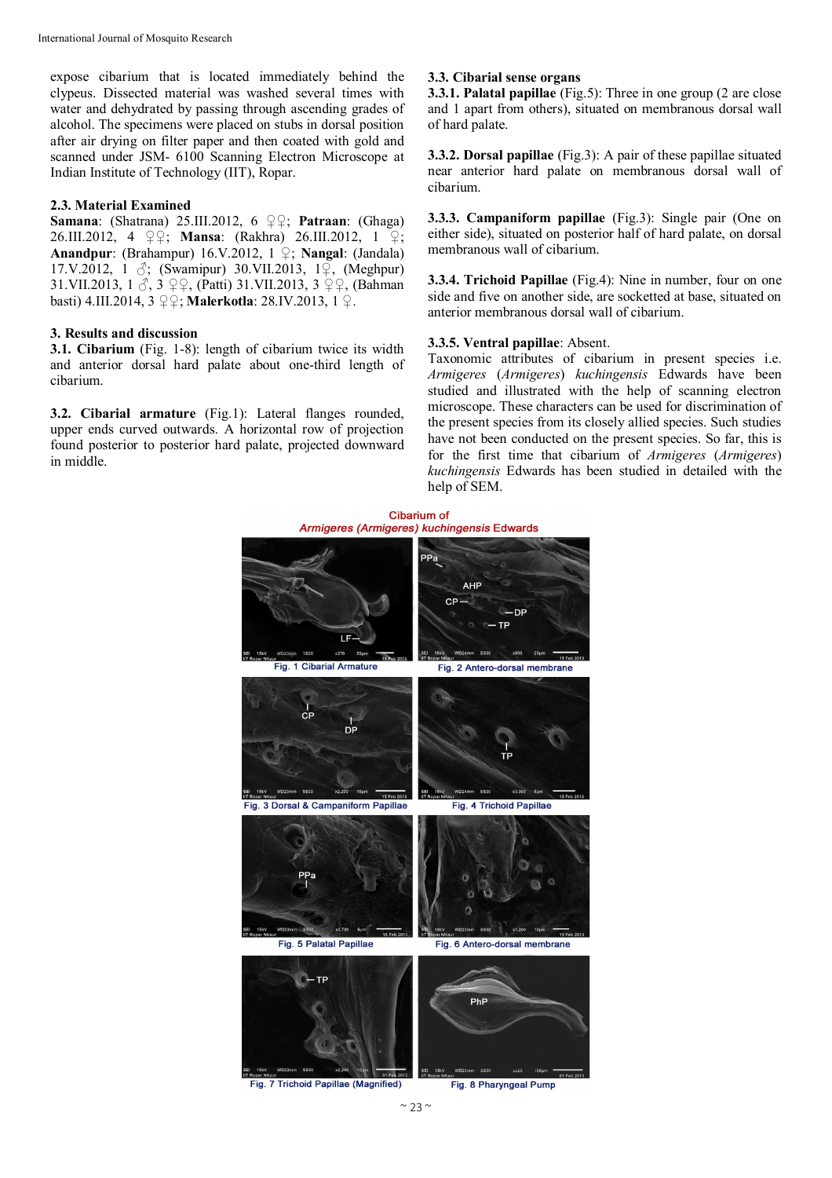expose cibarium that is located immediately behind the clypeus. Dissected material was washed several times with water and dehydrated by passing through ascending grades of alcohol. The specimens were placed on stubs in dorsal position after air drying on filter paper and then coated with gold and scanned under JSM- 6100 Scanning Electron Microscope at Indian Institute of Technology (IIT), Ropar.

### 2.3. Material Examined

**Samana**: (Shatrana) 25.III.2012, 6 ♀♀; **Patraan**: (Ghaga) 26.III.2012, 4 ♀♀; **Mansa**: (Rakhra) 26.III.2012, 1 ♀; **Anandpur**: (Brahampur) 16.V.2012, 1 ♀; **Nangal**: (Jandala) 17.V.2012, 1 ♂; (Swamipur) 30.VII.2013, 1♀, (Meghpur) 31.VII.2013, 1 ♂, 3 ♀♀, (Patti) 31.VII.2013, 3 ♀♀, (Bahman basti) 4.III.2014, 3 ♀♀; **Malerkotla**: 28.IV.2013, 1 ♀.

## 3. Results and discussion

**3.1. Cibarium** (Fig. 1-8): length of cibarium twice its width and anterior dorsal hard palate about one-third length of cibarium.

**3.2. Cibarial armature** (Fig.1): Lateral flanges rounded, upper ends curved outwards. A horizontal row of projection found posterior to posterior hard palate, projected downward in middle.

### 3.3. Cibarial sense organs

**3.3.1. Palatal papillae** (Fig.5): Three in one group (2 are close and 1 apart from others), situated on membranous dorsal wall of hard palate.

**3.3.2. Dorsal papillae** (Fig.3): A pair of these papillae situated near anterior hard palate on membranous dorsal wall of cibarium.

**3.3.3. Campaniform papillae** (Fig.3): Single pair (One on either side), situated on posterior half of hard palate, on dorsal membranous wall of cibarium.

**3.3.4. Trichoid Papillae** (Fig.4): Nine in number, four on one side and five on another side, are socketted at base, situated on anterior membranous dorsal wall of cibarium.

**3.3.5. Ventral papillae**: Absent.

Taxonomic attributes of cibarium in present species i.e. *Armigeres* (*Armigeres*) *kuchingensis* Edwards have been studied and illustrated with the help of scanning electron microscope. These characters can be used for discrimination of the present species from its closely allied species. Such studies have not been conducted on the present species. So far, this is for the first time that cibarium of *Armigeres* (*Armigeres*) *kuchingensis* Edwards has been studied in detailed with the help of SEM.

Cibarium of *Armigeres (Armigeres) kuchingensis* Edwards

Fig. 1 Cibarial Armature

Fig. 2 Antero-dorsal membrane

Fig. 3 Dorsal & Campaniform Papillae

Fig. 4 Trichoid Papillae

Fig. 5 Palatal Papillae

Fig. 6 Antero-dorsal membrane

Fig. 7 Trichoid Papillae (Magnified)

Fig. 8 Pharyngeal Pump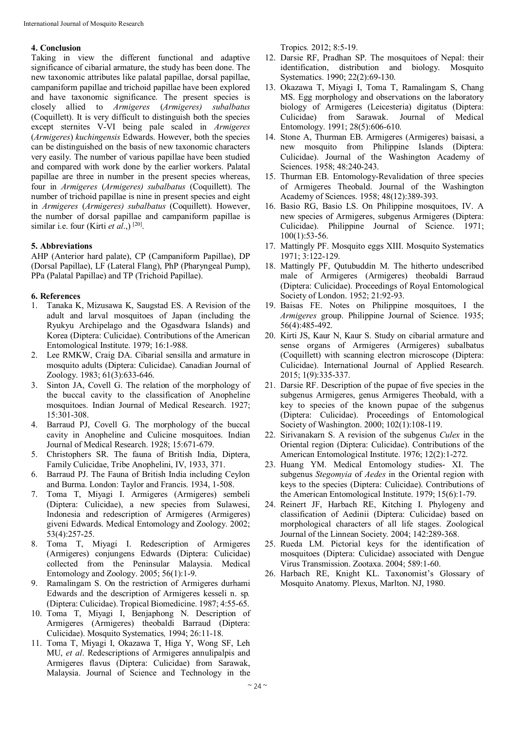## 4. Conclusion

Taking in view the different functional and adaptive significance of cibarial armature, the study has been done. The new taxonomic attributes like palatal papillae, dorsal papillae, campaniform papillae and trichoid papillae have been explored and have taxonomic significance. The present species is closely allied to *Armigeres* (*Armigeres) subalbatus* (Coquillett). It is very difficult to distinguish both the species except sternites V-VI being pale scaled in *Armigeres* (*Armigeres*) *kuchingensis* Edwards. However, both the species can be distinguished on the basis of new taxonomic characters very easily. The number of various papillae have been studied and compared with work done by the earlier workers. Palatal papillae are three in number in the present species whereas, four in *Armigeres* (*Armigeres) subalbatus* (Coquillett). The number of trichoid papillae is nine in present species and eight in *Armigeres* (*Armigeres) subalbatus* (Coquillett). However, the number of dorsal papillae and campaniform papillae is similar i.e. four (Kirti *et al*.,) [20].

## 5. Abbreviations

AHP (Anterior hard palate), CP (Campaniform Papillae), DP (Dorsal Papillae), LF (Lateral Flang), PhP (Pharyngeal Pump), PPa (Palatal Papillae) and TP (Trichoid Papillae).

## 6. References

1. Tanaka K, Mizusawa K, Saugstad ES. A Revision of the adult and larval mosquitoes of Japan (including the Ryukyu Archipelago and the Ogasdwara Islands) and Korea (Diptera: Culicidae). Contributions of the American Entomological Institute. 1979; 16:1-988.
2. Lee RMKW, Craig DA. Cibarial sensilla and armature in mosquito adults (Diptera: Culicidae). Canadian Journal of Zoology. 1983; 61(3):633-646.
3. Sinton JA, Covell G. The relation of the morphology of the buccal cavity to the classification of Anopheline mosquitoes. Indian Journal of Medical Research. 1927; 15:301-308.
4. Barraud PJ, Covell G. The morphology of the buccal cavity in Anopheline and Culicine mosquitoes. Indian Journal of Medical Research. 1928; 15:671-679.
5. Christophers SR. The fauna of British India, Diptera, Family Culicidae, Tribe Anophelini, IV, 1933, 371.
6. Barraud PJ. The Fauna of British India including Ceylon and Burma. London: Taylor and Francis. 1934, 1-508.
7. Toma T, Miyagi I. Armigeres (Armigeres) sembeli (Diptera: Culicidae), a new species from Sulawesi, Indonesia and redescription of Armigeres (Armigeres) giveni Edwards. Medical Entomology and Zoology. 2002; 53(4):257-25.
8. Toma T, Miyagi I. Redescription of Armigeres (Armigeres) conjungens Edwards (Diptera: Culicidae) collected from the Peninsular Malaysia. Medical Entomology and Zoology. 2005; 56(1):1-9.
9. Ramalingam S. On the restriction of Armigeres durhami Edwards and the description of Armigeres kesseli n. sp*.* (Diptera: Culicidae). Tropical Biomedicine. 1987; 4:55-65.
10. Toma T, Miyagi I, Benjaphong N. Description of Armigeres (Armigeres) theobaldi Barraud (Diptera: Culicidae). Mosquito Systematics*,* 1994; 26:11-18.
11. Toma T, Miyagi I, Okazawa T, Higa Y, Wong SF, Leh MU, *et al*. Redescriptions of Armigeres annulipalpis and Armigeres flavus (Diptera: Culicidae) from Sarawak, Malaysia. Journal of Science and Technology in the Tropics*.* 2012; 8:5-19.
12. Darsie RF, Pradhan SP. The mosquitoes of Nepal: their identification, distribution and biology. Mosquito Systematics. 1990; 22(2):69-130.
13. Okazawa T, Miyagi I, Toma T, Ramalingam S, Chang MS. Egg morphology and observations on the laboratory biology of Armigeres (Leicesteria) digitatus (Diptera: Culicidae) from Sarawak. Journal of Medical Entomology. 1991; 28(5):606-610.
14. Stone A, Thurman EB. Armigeres (Armigeres) baisasi, a new mosquito from Philippine Islands (Diptera: Culicidae). Journal of the Washington Academy of Sciences. 1958; 48:240-243.
15. Thurman EB. Entomology-Revalidation of three species of Armigeres Theobald. Journal of the Washington Academy of Sciences. 1958; 48(12):389-393.
16. Basio RG, Basio LS. On Philippine mosquitoes, IV. A new species of Armigeres, subgenus Armigeres (Diptera: Culicidae). Philippine Journal of Science. 1971; 100(1):53-56.
17. Mattingly PF. Mosquito eggs XIII. Mosquito Systematics 1971; 3:122-129.
18. Mattingly PF, Qutubuddin M. The hitherto undescribed male of Armigeres (Armigeres) theobaldi Barraud (Diptera: Culicidae). Proceedings of Royal Entomological Society of London. 1952; 21:92-93.
19. Baisas FE. Notes on Philippine mosquitoes, I the *Armigeres* group. Philippine Journal of Science. 1935; 56(4):485-492.
20. Kirti JS, Kaur N, Kaur S. Study on cibarial armature and sense organs of Armigeres (Armigeres) subalbatus (Coquillett) with scanning electron microscope (Diptera: Culicidae). International Journal of Applied Research. 2015; 1(9):335-337.
21. Darsie RF. Description of the pupae of five species in the subgenus Armigeres, genus Armigeres Theobald, with a key to species of the known pupae of the subgenus (Diptera: Culicidae). Proceedings of Entomological Society of Washington. 2000; 102(1):108-119.
22. Sirivanakarn S. A revision of the subgenus *Culex* in the Oriental region (Diptera: Culicidae). Contributions of the American Entomological Institute. 1976; 12(2):1-272.
23. Huang YM. Medical Entomology studies- XI. The subgenus *Stegomyia* of *Aedes* in the Oriental region with keys to the species (Diptera: Culicidae). Contributions of the American Entomological Institute. 1979; 15(6):1-79.
24. Reinert JF, Harbach RE, Kitching I. Phylogeny and classification of Aedinii (Diptera: Culicidae) based on morphological characters of all life stages. Zoological Journal of the Linnean Society. 2004; 142:289-368.
25. Rueda LM. Pictorial keys for the identification of mosquitoes (Diptera: Culicidae) associated with Dengue Virus Transmission. Zootaxa. 2004; 589:1-60.
26. Harbach RE, Knight KL. Taxonomist's Glossary of Mosquito Anatomy. Plexus, Marlton. NJ, 1980.